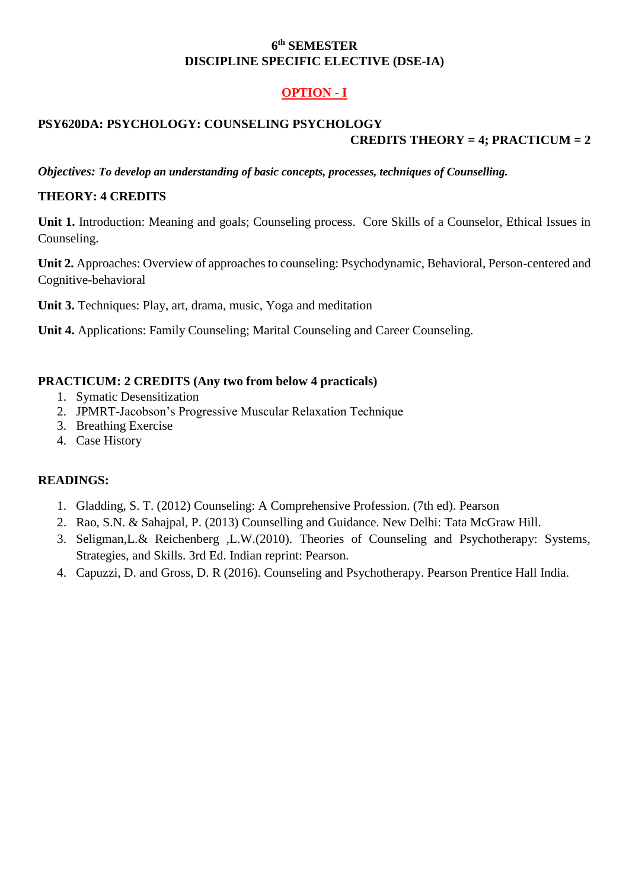# 6th SEMESTER
## DISCIPLINE SPECIFIC ELECTIVE (DSE-IA)

**OPTION - I**

### PSY620DA: PSYCHOLOGY: COUNSELING PSYCHOLOGY

**CREDITS THEORY = 4; PRACTICUM = 2**

***Objectives:*** ***To develop an understanding of basic concepts, processes, techniques of Counselling.***

**THEORY: 4 CREDITS**

**Unit 1.** Introduction: Meaning and goals; Counseling process. Core Skills of a Counselor, Ethical Issues in Counseling.

**Unit 2.** Approaches: Overview of approaches to counseling: Psychodynamic, Behavioral, Person-centered and Cognitive-behavioral

**Unit 3.** Techniques: Play, art, drama, music, Yoga and meditation

**Unit 4.** Applications: Family Counseling; Marital Counseling and Career Counseling.

**PRACTICUM: 2 CREDITS (Any two from below 4 practicals)**

1. Symatic Desensitization
2. JPMRT-Jacobson's Progressive Muscular Relaxation Technique
3. Breathing Exercise
4. Case History

**READINGS:**

1. Gladding, S. T. (2012) Counseling: A Comprehensive Profession. (7th ed). Pearson
2. Rao, S.N. & Sahajpal, P. (2013) Counselling and Guidance. New Delhi: Tata McGraw Hill.
3. Seligman,L.& Reichenberg ,L.W.(2010). Theories of Counseling and Psychotherapy: Systems, Strategies, and Skills. 3rd Ed. Indian reprint: Pearson.
4. Capuzzi, D. and Gross, D. R (2016). Counseling and Psychotherapy. Pearson Prentice Hall India.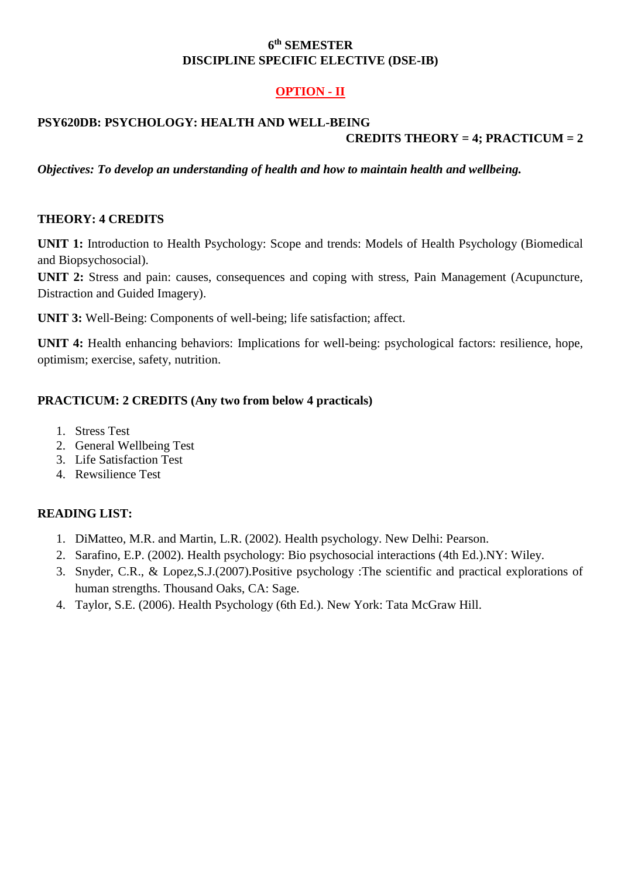**6th SEMESTER**
**DISCIPLINE SPECIFIC ELECTIVE (DSE-IB)**

**OPTION - II**

**PSY620DB: PSYCHOLOGY: HEALTH AND WELL-BEING**

**CREDITS THEORY = 4; PRACTICUM = 2**

***Objectives: To develop an understanding of health and how to maintain health and wellbeing.***

**THEORY: 4 CREDITS**

**UNIT 1:** Introduction to Health Psychology: Scope and trends: Models of Health Psychology (Biomedical and Biopsychosocial).

**UNIT 2:** Stress and pain: causes, consequences and coping with stress, Pain Management (Acupuncture, Distraction and Guided Imagery).

**UNIT 3:** Well-Being: Components of well-being; life satisfaction; affect.

**UNIT 4:** Health enhancing behaviors: Implications for well-being: psychological factors: resilience, hope, optimism; exercise, safety, nutrition.

**PRACTICUM: 2 CREDITS (Any two from below 4 practicals)**

1. Stress Test
2. General Wellbeing Test
3. Life Satisfaction Test
4. Rewsilience Test

**READING LIST:**

1. DiMatteo, M.R. and Martin, L.R. (2002). Health psychology. New Delhi: Pearson.
2. Sarafino, E.P. (2002). Health psychology: Bio psychosocial interactions (4th Ed.).NY: Wiley.
3. Snyder, C.R., & Lopez,S.J.(2007).Positive psychology :The scientific and practical explorations of human strengths. Thousand Oaks, CA: Sage.
4. Taylor, S.E. (2006). Health Psychology (6th Ed.). New York: Tata McGraw Hill.